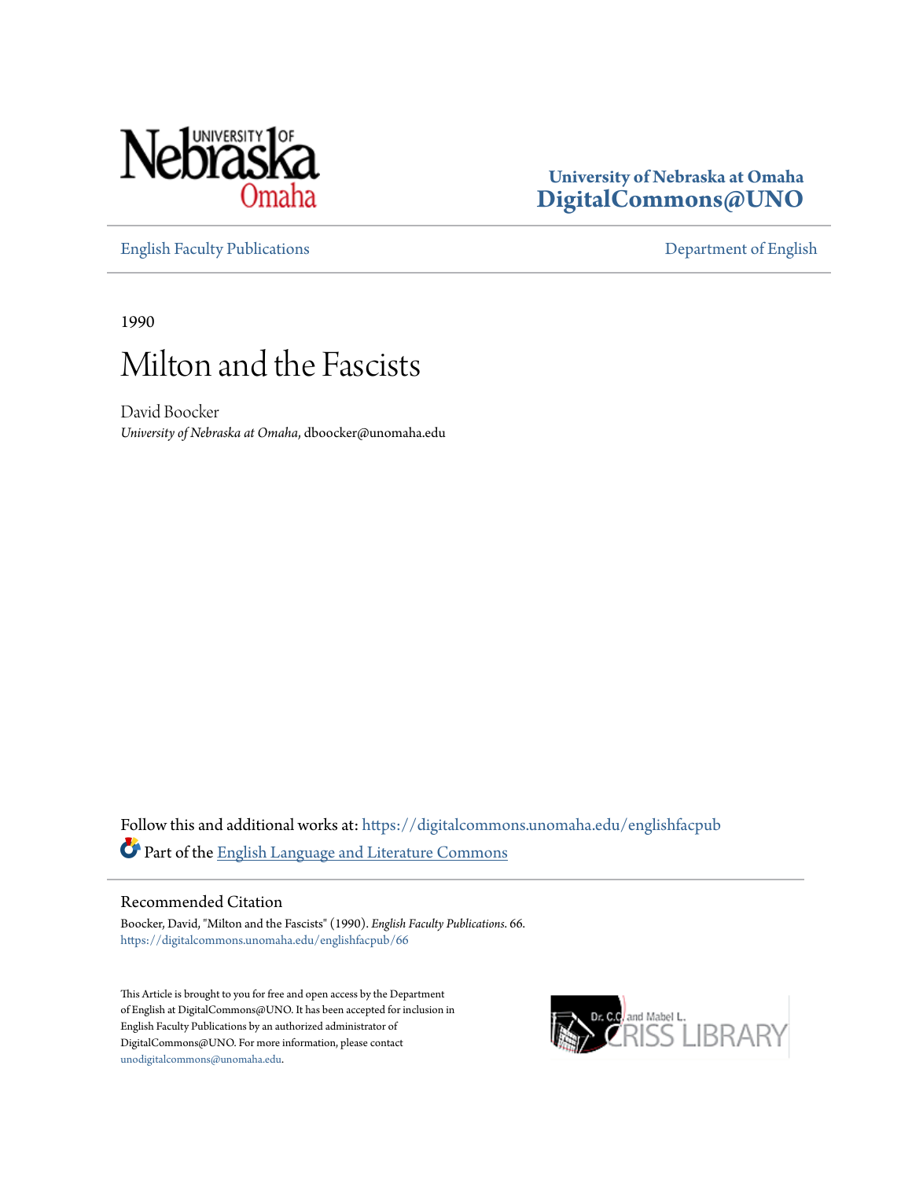University of Nebraska at Omaha
**DigitalCommons@UNO**

English Faculty Publications | Department of English

1990

# Milton and the Fascists

David Boocker
*University of Nebraska at Omaha*, dboocker@unomaha.edu

Follow this and additional works at: https://digitalcommons.unomaha.edu/englishfacpub

Part of the English Language and Literature Commons

## Recommended Citation

Boocker, David, "Milton and the Fascists" (1990). *English Faculty Publications*. 66.
https://digitalcommons.unomaha.edu/englishfacpub/66

This Article is brought to you for free and open access by the Department of English at DigitalCommons@UNO. It has been accepted for inclusion in English Faculty Publications by an authorized administrator of DigitalCommons@UNO. For more information, please contact unodigitalcommons@unomaha.edu.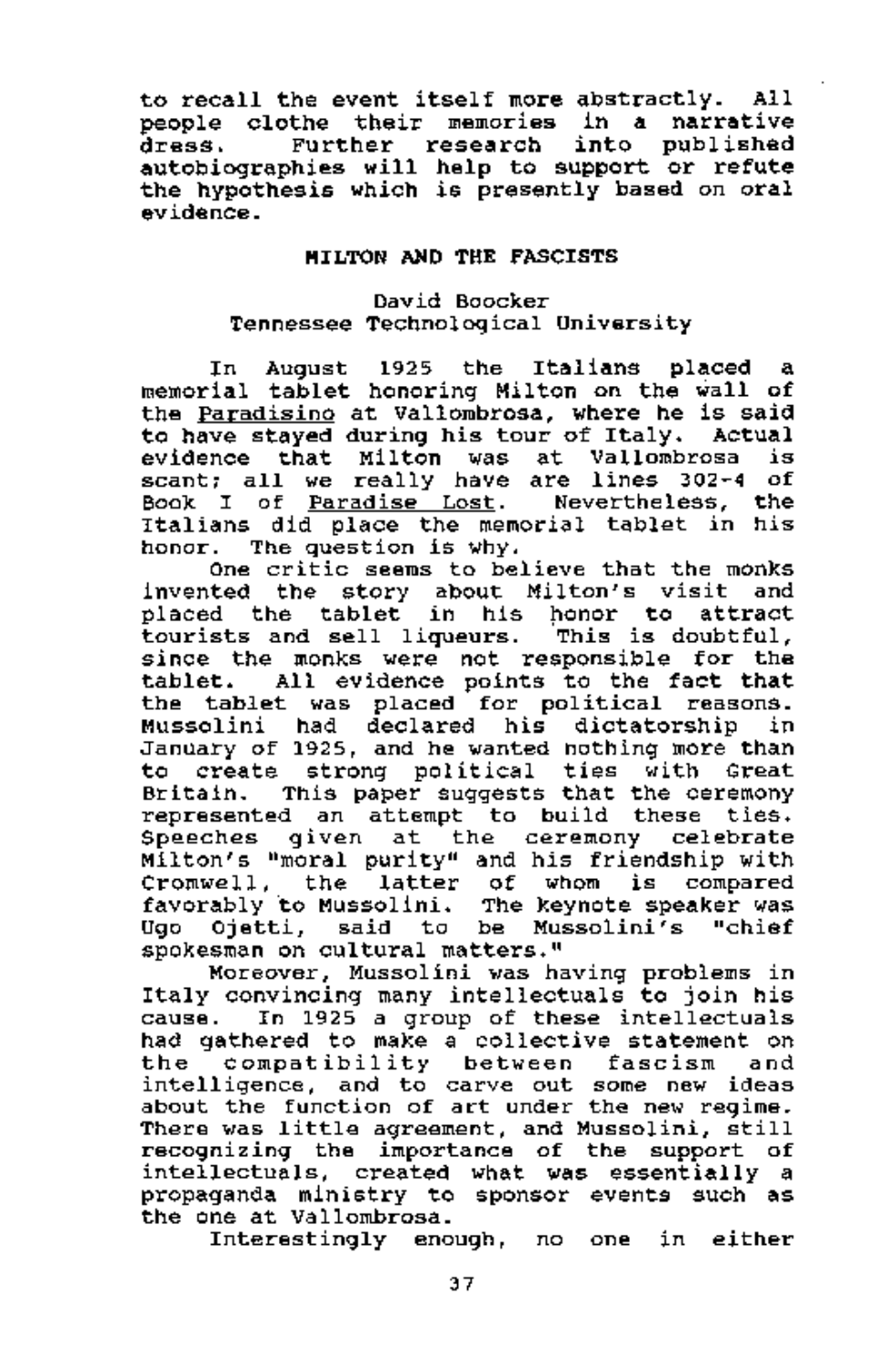to recall the event itself more abstractly. All people clothe their memories in a narrative dress. Further research into published autobiographies will help to support or refute the hypothesis which is presently based on oral evidence.

## MILTON AND THE FASCISTS

David Boocker
Tennessee Technological University

In August 1925 the Italians placed a memorial tablet honoring Milton on the wall of the _Paradisino_ at Vallombrosa, where he is said to have stayed during his tour of Italy. Actual evidence that Milton was at Vallombrosa is scant; all we really have are lines 302-4 of Book I of _Paradise Lost_. Nevertheless, the Italians did place the memorial tablet in his honor. The question is why.

One critic seems to believe that the monks invented the story about Milton's visit and placed the tablet in his honor to attract tourists and sell liqueurs. This is doubtful, since the monks were not responsible for the tablet. All evidence points to the fact that the tablet was placed for political reasons. Mussolini had declared his dictatorship in January of 1925, and he wanted nothing more than to create strong political ties with Great Britain. This paper suggests that the ceremony represented an attempt to build these ties. Speeches given at the ceremony celebrate Milton's "moral purity" and his friendship with Cromwell, the latter of whom is compared favorably to Mussolini. The keynote speaker was Ugo Ojetti, said to be Mussolini's "chief spokesman on cultural matters."

Moreover, Mussolini was having problems in Italy convincing many intellectuals to join his cause. In 1925 a group of these intellectuals had gathered to make a collective statement on the compatibility between fascism and intelligence, and to carve out some new ideas about the function of art under the new regime. There was little agreement, and Mussolini, still recognizing the importance of the support of intellectuals, created what was essentially a propaganda ministry to sponsor events such as the one at Vallombrosa.

Interestingly enough, no one in either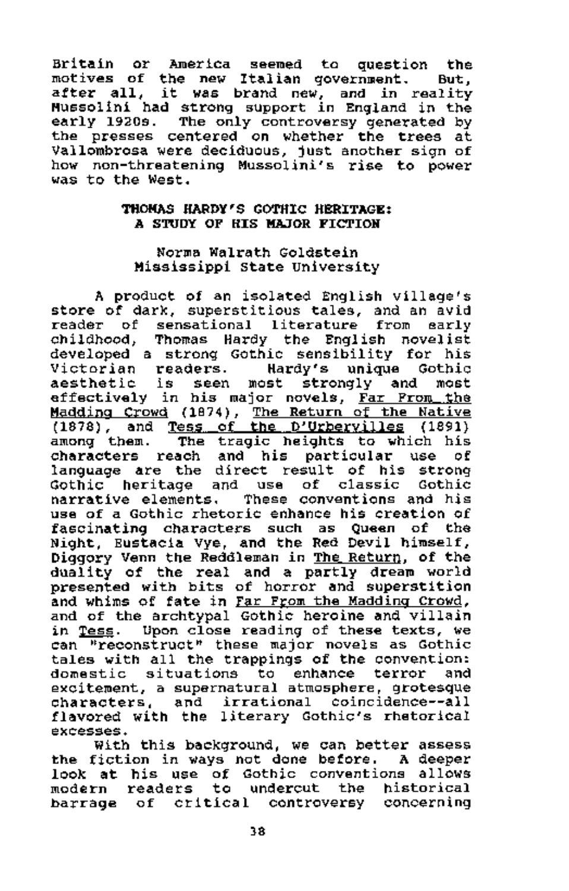Britain or America seemed to question the motives of the new Italian government. But, after all, it was brand new, and in reality Mussolini had strong support in England in the early 1920s. The only controversy generated by the presses centered on whether the trees at Vallombrosa were deciduous, just another sign of how non-threatening Mussolini's rise to power was to the West.

## THOMAS HARDY'S GOTHIC HERITAGE: A STUDY OF HIS MAJOR FICTION

Norma Walrath Goldstein
Mississippi State University

A product of an isolated English village's store of dark, superstitious tales, and an avid reader of sensational literature from early childhood, Thomas Hardy the English novelist developed a strong Gothic sensibility for his Victorian readers. Hardy's unique Gothic aesthetic is seen most strongly and most effectively in his major novels, _Far From the Madding Crowd_ (1874), _The Return of the Native_ (1878), and _Tess of the D'Urbervilles_ (1891) among them. The tragic heights to which his characters reach and his particular use of language are the direct result of his strong Gothic heritage and use of classic Gothic narrative elements. These conventions and his use of a Gothic rhetoric enhance his creation of fascinating characters such as Queen of the Night, Eustacia Vye, and the Red Devil himself, Diggory Venn the Reddleman in _The Return_, of the duality of the real and a partly dream world presented with bits of horror and superstition and whims of fate in _Far From the Madding Crowd_, and of the archtypal Gothic heroine and villain in _Tess_. Upon close reading of these texts, we can "reconstruct" these major novels as Gothic tales with all the trappings of the convention: domestic situations to enhance terror and excitement, a supernatural atmosphere, grotesque characters, and irrational coincidence--all flavored with the literary Gothic's rhetorical excesses.

With this background, we can better assess the fiction in ways not done before. A deeper look at his use of Gothic conventions allows modern readers to undercut the historical barrage of critical controversy concerning